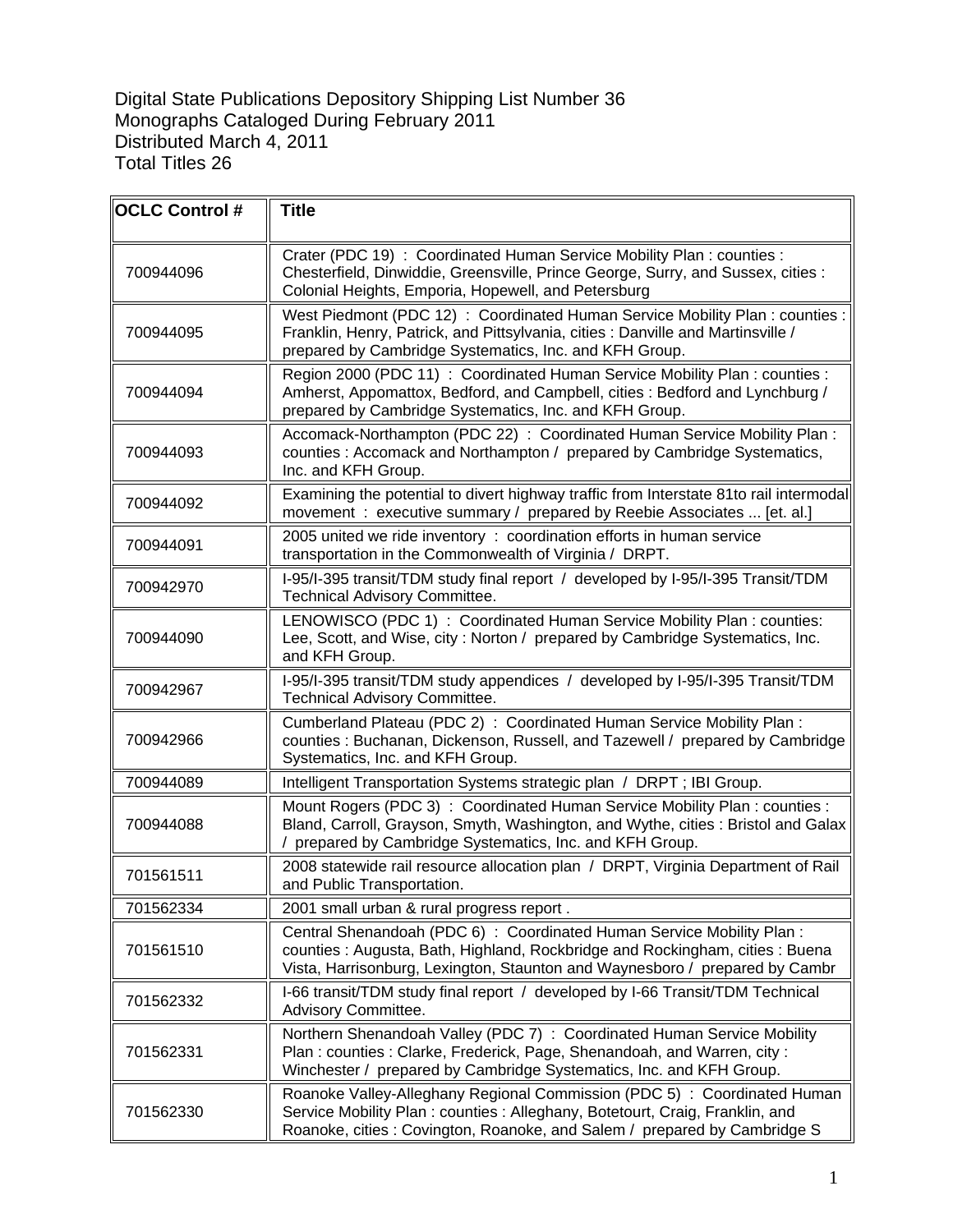Digital State Publications Depository Shipping List Number 36
Monographs Cataloged During February 2011
Distributed March 4, 2011
Total Titles 26

| OCLC Control # | Title |
|---|---|
| 700944096 | Crater (PDC 19) : Coordinated Human Service Mobility Plan : counties : Chesterfield, Dinwiddie, Greensville, Prince George, Surry, and Sussex, cities : Colonial Heights, Emporia, Hopewell, and Petersburg |
| 700944095 | West Piedmont (PDC 12) : Coordinated Human Service Mobility Plan : counties : Franklin, Henry, Patrick, and Pittsylvania, cities : Danville and Martinsville / prepared by Cambridge Systematics, Inc. and KFH Group. |
| 700944094 | Region 2000 (PDC 11) : Coordinated Human Service Mobility Plan : counties : Amherst, Appomattox, Bedford, and Campbell, cities : Bedford and Lynchburg / prepared by Cambridge Systematics, Inc. and KFH Group. |
| 700944093 | Accomack-Northampton (PDC 22) : Coordinated Human Service Mobility Plan : counties : Accomack and Northampton / prepared by Cambridge Systematics, Inc. and KFH Group. |
| 700944092 | Examining the potential to divert highway traffic from Interstate 81to rail intermodal movement : executive summary / prepared by Reebie Associates ... [et. al.] |
| 700944091 | 2005 united we ride inventory : coordination efforts in human service transportation in the Commonwealth of Virginia / DRPT. |
| 700942970 | I-95/I-395 transit/TDM study final report / developed by I-95/I-395 Transit/TDM Technical Advisory Committee. |
| 700944090 | LENOWISCO (PDC 1) : Coordinated Human Service Mobility Plan : counties: Lee, Scott, and Wise, city : Norton / prepared by Cambridge Systematics, Inc. and KFH Group. |
| 700942967 | I-95/I-395 transit/TDM study appendices / developed by I-95/I-395 Transit/TDM Technical Advisory Committee. |
| 700942966 | Cumberland Plateau (PDC 2) : Coordinated Human Service Mobility Plan : counties : Buchanan, Dickenson, Russell, and Tazewell / prepared by Cambridge Systematics, Inc. and KFH Group. |
| 700944089 | Intelligent Transportation Systems strategic plan / DRPT ; IBI Group. |
| 700944088 | Mount Rogers (PDC 3) : Coordinated Human Service Mobility Plan : counties : Bland, Carroll, Grayson, Smyth, Washington, and Wythe, cities : Bristol and Galax / prepared by Cambridge Systematics, Inc. and KFH Group. |
| 701561511 | 2008 statewide rail resource allocation plan / DRPT, Virginia Department of Rail and Public Transportation. |
| 701562334 | 2001 small urban & rural progress report . |
| 701561510 | Central Shenandoah (PDC 6) : Coordinated Human Service Mobility Plan : counties : Augusta, Bath, Highland, Rockbridge and Rockingham, cities : Buena Vista, Harrisonburg, Lexington, Staunton and Waynesboro / prepared by Cambr |
| 701562332 | I-66 transit/TDM study final report / developed by I-66 Transit/TDM Technical Advisory Committee. |
| 701562331 | Northern Shenandoah Valley (PDC 7) : Coordinated Human Service Mobility Plan : counties : Clarke, Frederick, Page, Shenandoah, and Warren, city : Winchester / prepared by Cambridge Systematics, Inc. and KFH Group. |
| 701562330 | Roanoke Valley-Alleghany Regional Commission (PDC 5) : Coordinated Human Service Mobility Plan : counties : Alleghany, Botetourt, Craig, Franklin, and Roanoke, cities : Covington, Roanoke, and Salem / prepared by Cambridge S |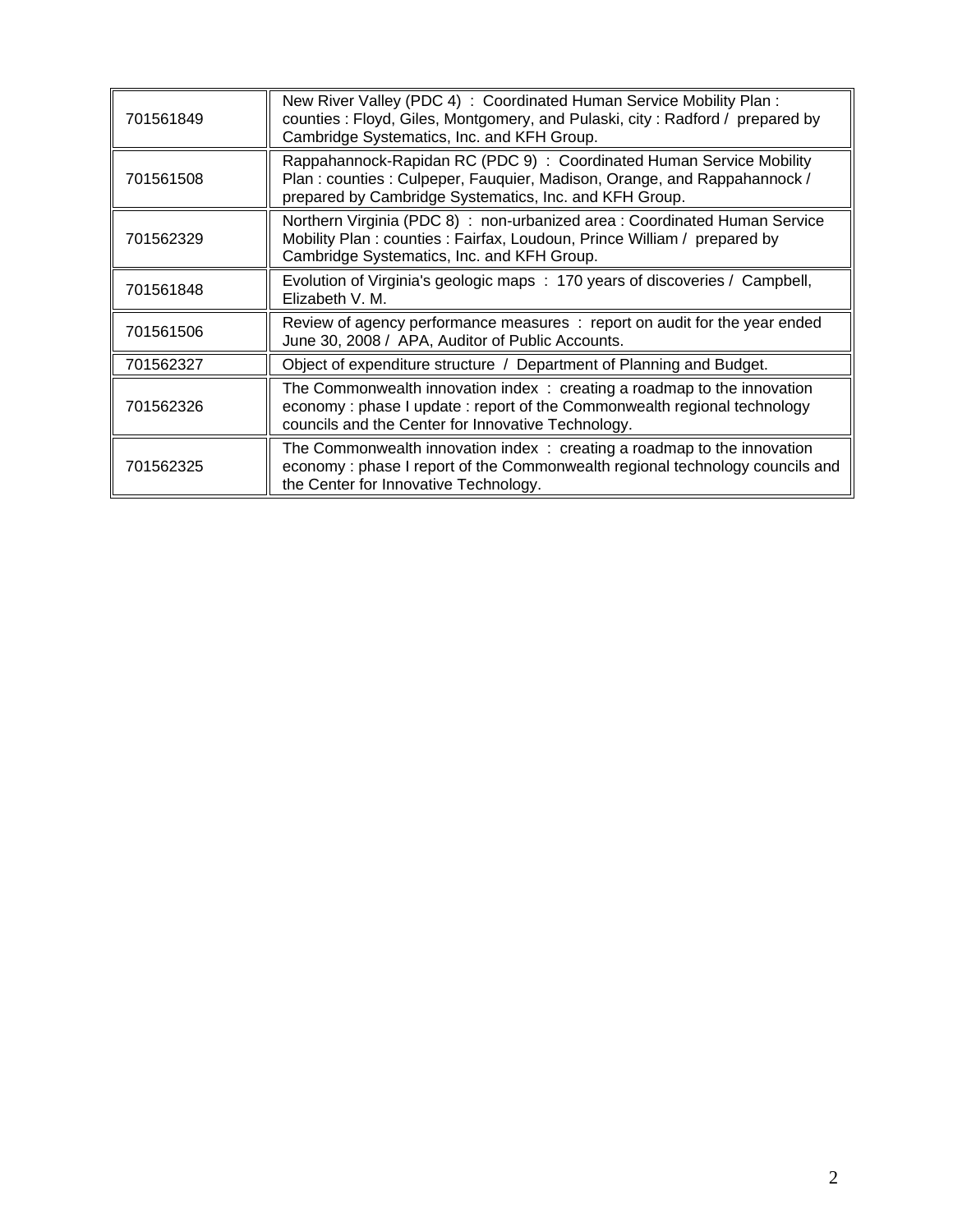| | |
|---|---|
| 701561849 | New River Valley (PDC 4) : Coordinated Human Service Mobility Plan : counties : Floyd, Giles, Montgomery, and Pulaski, city : Radford / prepared by Cambridge Systematics, Inc. and KFH Group. |
| 701561508 | Rappahannock-Rapidan RC (PDC 9) : Coordinated Human Service Mobility Plan : counties : Culpeper, Fauquier, Madison, Orange, and Rappahannock / prepared by Cambridge Systematics, Inc. and KFH Group. |
| 701562329 | Northern Virginia (PDC 8) : non-urbanized area : Coordinated Human Service Mobility Plan : counties : Fairfax, Loudoun, Prince William / prepared by Cambridge Systematics, Inc. and KFH Group. |
| 701561848 | Evolution of Virginia's geologic maps : 170 years of discoveries / Campbell, Elizabeth V. M. |
| 701561506 | Review of agency performance measures : report on audit for the year ended June 30, 2008 / APA, Auditor of Public Accounts. |
| 701562327 | Object of expenditure structure / Department of Planning and Budget. |
| 701562326 | The Commonwealth innovation index : creating a roadmap to the innovation economy : phase I update : report of the Commonwealth regional technology councils and the Center for Innovative Technology. |
| 701562325 | The Commonwealth innovation index : creating a roadmap to the innovation economy : phase I report of the Commonwealth regional technology councils and the Center for Innovative Technology. |